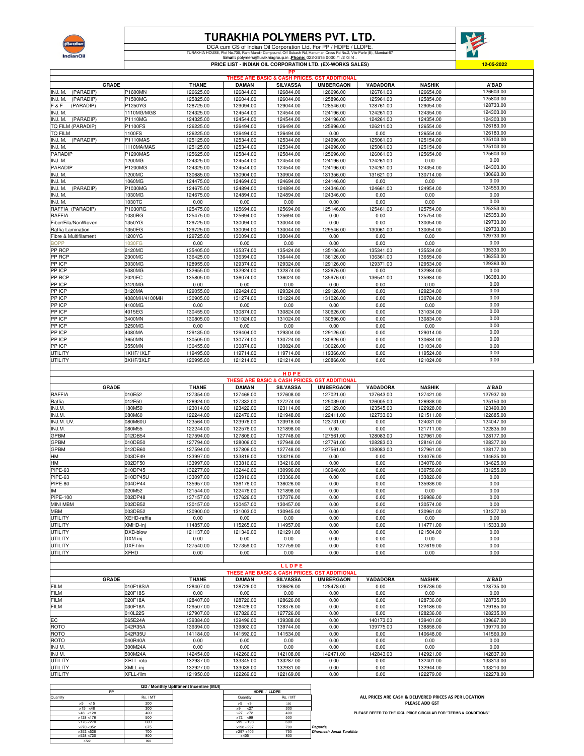# TURAKHIA POLYMERS PVT. LTD.

DCA cum CS of Indian Oil Corporation Ltd. For PP / HDPE / LLDPE.

TURAKHIA HOUSE, Plot No.730, Ram Mandir Compound, Off Subash Rd, Hanuman Cross Rd No.2, Vile Parle (E), Mumbai-57

**Email:** polymers@turakhiagroup.in .**Phone:** 022-2615 0000 /1 /2 /3 /4 .

**PRICE LIST - INDIAN OIL CORPORATION LTD. (EX-WORKS SALES)** **12-05-2022**

## PP

THESE ARE BASIC & CASH PRICES. GST ADDITIONAL

| GRADE | | THANE | DAMAN | SILVASSA | UMBERGAON | VADADORA | NASHIK | A'BAD |
|---|---|---|---|---|---|---|---|---|
| INJ. M. (PARADIP) | P1600MN | 126625.00 | 126844.00 | 126844.00 | 126696.00 | 126761.00 | 126654.00 | 126603.00 |
| INJ. M. (PARADIP) | P1500MG | 125825.00 | 126044.00 | 126044.00 | 125896.00 | 125961.00 | 125854.00 | 125803.00 |
| F & F (PARADIP) | P1250YG | 128725.00 | 129094.00 | 129044.00 | 128546.00 | 128761.00 | 129054.00 | 128733.00 |
| INJ. M. | 1110MG/MGS | 124325.00 | 124544.00 | 124544.00 | 124196.00 | 124261.00 | 124354.00 | 124303.00 |
| INJ. M. (PARADIP) | P1110MG | 124325.00 | 124544.00 | 124544.00 | 124196.00 | 124261.00 | 124354.00 | 124303.00 |
| TQ FILM (PARADIP) | P1100FS | 126225.00 | 126494.00 | 126494.00 | 125996.00 | 126211.00 | 126554.00 | 126183.00 |
| TQ FILM | 1100FS | 126225.00 | 126494.00 | 126494.00 | 0.00 | 0.00 | 126554.00 | 126183.00 |
| INJ. M. (PARADIP) | P1110MAS | 125125.00 | 125344.00 | 125344.00 | 124996.00 | 125061.00 | 125154.00 | 125103.00 |
| INJ. M. | 1110MA/MAS | 125125.00 | 125344.00 | 125344.00 | 124996.00 | 125061.00 | 125154.00 | 125103.00 |
| PARADIP | P1200MAS | 125625.00 | 125844.00 | 125844.00 | 125696.00 | 126061.00 | 125654.00 | 125603.00 |
| INJ. M. | 1200MG | 124325.00 | 124544.00 | 124544.00 | 124196.00 | 124261.00 | 0.00 | 0.00 |
| PARADIP | P1200MG | 124325.00 | 124544.00 | 124544.00 | 124196.00 | 124261.00 | 124354.00 | 124303.00 |
| INJ. M. | 1200MC | 130685.00 | 130904.00 | 130904.00 | 131356.00 | 131621.00 | 130714.00 | 130663.00 |
| INJ. M. | 1060MG | 124475.00 | 124694.00 | 124694.00 | 124146.00 | 0.00 | 0.00 | 0.00 |
| INJ. M. (PARADIP) | P1030MG | 124675.00 | 124894.00 | 124894.00 | 124346.00 | 124661.00 | 124954.00 | 124553.00 |
| INJ. M. | 1030MG | 124675.00 | 124894.00 | 124894.00 | 124346.00 | 0.00 | 0.00 | 0.00 |
| INJ. M. | 1030TC | 0.00 | 0.00 | 0.00 | 0.00 | 0.00 | 0.00 | 0.00 |
| RAFFIA (PARADIP) | P1030RG | 125475.00 | 125694.00 | 125694.00 | 125146.00 | 125461.00 | 125754.00 | 125353.00 |
| RAFFIA | 1030RG | 125475.00 | 125694.00 | 125694.00 | 0.00 | 0.00 | 125754.00 | 125353.00 |
| Fiber/Fila/NonWoven | 1350YG | 129725.00 | 130094.00 | 130044.00 | 0.00 | 0.00 | 130054.00 | 129733.00 |
| Raffia Lamination | 1350EG | 129725.00 | 130094.00 | 130044.00 | 129546.00 | 130061.00 | 130054.00 | 129733.00 |
| Fibre & Multifilament | 1200YG | 129725.00 | 130094.00 | 130044.00 | 0.00 | 0.00 | 0.00 | 129733.00 |
| BOPP | 1030FG | 0.00 | 0.00 | 0.00 | 0.00 | 0.00 | 0.00 | 0.00 |
| PP RCP | 2120MC | 135405.00 | 135374.00 | 135424.00 | 135106.00 | 135341.00 | 135534.00 | 135333.00 |
| PP RCP | 2300MC | 136425.00 | 136394.00 | 136444.00 | 136126.00 | 136361.00 | 136554.00 | 136353.00 |
| PP ICP | 3030MG | 128955.00 | 129374.00 | 129324.00 | 129126.00 | 129371.00 | 129534.00 | 129363.00 |
| PP ICP | 5080MG | 132655.00 | 132924.00 | 132874.00 | 132676.00 | 0.00 | 132984.00 | 0.00 |
| PP RCP | 2020EC | 135805.00 | 136074.00 | 136024.00 | 135976.00 | 136541.00 | 135984.00 | 136383.00 |
| PP ICP | 3120MG | 0.00 | 0.00 | 0.00 | 0.00 | 0.00 | 0.00 | 0.00 |
| PP ICP | 3120MA | 129055.00 | 129424.00 | 129324.00 | 129126.00 | 0.00 | 129234.00 | 0.00 |
| PP ICP | 4080MH/4100MH | 130905.00 | 131274.00 | 131224.00 | 131026.00 | 0.00 | 130784.00 | 0.00 |
| PP ICP | 4100MG | 0.00 | 0.00 | 0.00 | 0.00 | 0.00 | 0.00 | 0.00 |
| PP ICP | 4015EG | 130455.00 | 130874.00 | 130824.00 | 130626.00 | 0.00 | 131034.00 | 0.00 |
| PP ICP | 3400MN | 130805.00 | 131024.00 | 131024.00 | 130596.00 | 0.00 | 130834.00 | 0.00 |
| PP ICP | 3250MG | 0.00 | 0.00 | 0.00 | 0.00 | 0.00 | 0.00 | 0.00 |
| PP ICP | 4080MA | 129135.00 | 129404.00 | 129304.00 | 129126.00 | 0.00 | 129014.00 | 0.00 |
| PP ICP | 3650MN | 130505.00 | 130774.00 | 130724.00 | 130626.00 | 0.00 | 130684.00 | 0.00 |
| PP ICP | 3550MN | 130455.00 | 130874.00 | 130824.00 | 130626.00 | 0.00 | 131034.00 | 0.00 |
| UTILITY | 1XHF/1XLF | 119495.00 | 119714.00 | 119714.00 | 119366.00 | 0.00 | 119524.00 | 0.00 |
| UTILITY | 3XHF/3XLF | 120995.00 | 121214.00 | 121214.00 | 120866.00 | 0.00 | 121024.00 | 0.00 |

## HDPE

THESE ARE BASIC & CASH PRICES. GST ADDITIONAL

| GRADE | | THANE | DAMAN | SILVASSA | UMBERGAON | VADADORA | NASHIK | A'BAD |
|---|---|---|---|---|---|---|---|---|
| RAFFIA | 010E52 | 127354.00 | 127466.00 | 127608.00 | 127021.00 | 127643.00 | 127421.00 | 127937.00 |
| Raffia | 012E50 | 126924.00 | 127332.00 | 127274.00 | 125039.00 | 126005.00 | 126938.00 | 125150.00 |
| INJ.M. | 180M50 | 123014.00 | 123422.00 | 123114.00 | 123129.00 | 123545.00 | 122928.00 | 123490.00 |
| INJ.M. | 080M60 | 122244.00 | 122476.00 | 121948.00 | 122411.00 | 122733.00 | 121511.00 | 122685.00 |
| INJ.M. UV. | 080M60U | 123564.00 | 123976.00 | 123918.00 | 123731.00 | 0.00 | 124031.00 | 124047.00 |
| INJ.M. | 080M55 | 122244.00 | 122576.00 | 121898.00 | 0.00 | 0.00 | 121711.00 | 122835.00 |
| GPBM | 012DB54 | 127594.00 | 127806.00 | 127748.00 | 127561.00 | 128083.00 | 127961.00 | 128177.00 |
| GPBM | 010DB50 | 127794.00 | 128006.00 | 127948.00 | 127761.00 | 128283.00 | 128161.00 | 128377.00 |
| GPBM | 012DB60 | 127594.00 | 127806.00 | 127748.00 | 127561.00 | 128083.00 | 127961.00 | 128177.00 |
| HM | 003DF49 | 133997.00 | 133816.00 | 134216.00 | 0.00 | 0.00 | 134076.00 | 134625.00 |
| HM | 002DF50 | 133997.00 | 133816.00 | 134216.00 | 0.00 | 0.00 | 134076.00 | 134625.00 |
| PIPE-63 | 010DP45 | 132277.00 | 132446.00 | 130996.00 | 130948.00 | 0.00 | 130756.00 | 131255.00 |
| PIPE-63 | 010DP45U | 133097.00 | 133916.00 | 133366.00 | 0.00 | 0.00 | 133826.00 | 0.00 |
| PIPE-80 | 004DP44 | 135957.00 | 136176.00 | 136026.00 | 0.00 | 0.00 | 135936.00 | 0.00 |
| IM | 020M52 | 121544.00 | 122476.00 | 121898.00 | 0.00 | 0.00 | 0.00 | 0.00 |
| PIPE-100 | 002DP48 | 137157.00 | 137626.00 | 137376.00 | 0.00 | 0.00 | 136986.00 | 0.00 |
| MINI MBM | 002DB52 | 130157.00 | 130457.00 | 130457.00 | 0.00 | 0.00 | 130574.00 | 0.00 |
| MBM | 003DB52 | 130900.00 | 131003.00 | 130945.00 | 0.00 | 0.00 | 130961.00 | 131377.00 |
| UTILITY | XEHD-raffia | 0.00 | 0.00 | 0.00 | 0.00 | 0.00 | 0.00 | 0.00 |
| UTILITY | XMHD-inj | 114857.00 | 115265.00 | 114957.00 | 0.00 | 0.00 | 114771.00 | 115333.00 |
| UTILITY | DXB-blow | 121137.00 | 121349.00 | 121291.00 | 0.00 | 0.00 | 121504.00 | 0.00 |
| UTILITY | DXM-inj | 0.00 | 0.00 | 0.00 | 0.00 | 0.00 | 0.00 | 0.00 |
| UTILITY | DXF-film | 127540.00 | 127359.00 | 127759.00 | 0.00 | 0.00 | 127619.00 | 0.00 |
| UTILITY | XFHD | 0.00 | 0.00 | 0.00 | 0.00 | 0.00 | 0.00 | 0.00 |

## LLDPE

THESE ARE BASIC & CASH PRICES. GST ADDITIONAL

| GRADE | | THANE | DAMAN | SILVASSA | UMBERGAON | VADADORA | NASHIK | A'BAD |
|---|---|---|---|---|---|---|---|---|
| FILM | 010F18S/A | 128407.00 | 128726.00 | 128626.00 | 128478.00 | 0.00 | 128736.00 | 128735.00 |
| FILM | 020F18S | 0.00 | 0.00 | 0.00 | 0.00 | 0.00 | 0.00 | 0.00 |
| FILM | 020F18A | 128407.00 | 128726.00 | 128626.00 | 0.00 | 0.00 | 128736.00 | 128735.00 |
| FILM | 030F18A | 129507.00 | 128426.00 | 128376.00 | 0.00 | 0.00 | 129186.00 | 129185.00 |
| | 010L22S | 127907.00 | 127826.00 | 127726.00 | 0.00 | 0.00 | 128236.00 | 128235.00 |
| EC | 065E24A | 139384.00 | 139496.00 | 139388.00 | 0.00 | 140173.00 | 139401.00 | 139667.00 |
| ROTO | 042R35A | 139394.00 | 139802.00 | 139744.00 | 0.00 | 139775.00 | 138858.00 | 139770.00 |
| ROTO | 042R35U | 141184.00 | 141592.00 | 141534.00 | 0.00 | 0.00 | 140648.00 | 141560.00 |
| ROTO | 040R40A | 0.00 | 0.00 | 0.00 | 0.00 | 0.00 | 0.00 | 0.00 |
| INJ M. | 300M24A | 0.00 | 0.00 | 0.00 | 0.00 | 0.00 | 0.00 | 0.00 |
| INJ M. | 500M24A | 142454.00 | 142266.00 | 142108.00 | 142471.00 | 142843.00 | 142921.00 | 142837.00 |
| UTILITY | XRLL-roto | 132937.00 | 133345.00 | 133287.00 | 0.00 | 0.00 | 132401.00 | 133313.00 |
| UTILITY | XMLL-inj | 132927.00 | 133039.00 | 132931.00 | 0.00 | 0.00 | 132944.00 | 133210.00 |
| UTILITY | XFLL-film | 121950.00 | 122269.00 | 122169.00 | 0.00 | 0.00 | 122279.00 | 122278.00 |

### QD / Monthly Upliftment Incentive (MUI)

| PP | |
|---|---|
| Quantity | Rs. / MT |
| >5 <15 | 200 |
| >15 <48 | 300 |
| >48 <128 | 400 |
| >128 <176 | 500 |
| >176 <270 | 600 |
| >270 <352 | 675 |
| >352 <528 | 700 |
| >528 <720 | 800 |
| >720 | 900 |

| HDPE / LLDPE | |
|---|---|
| Quantity | Rs. / MT |
| >5 <9 | 150 |
| >9 <27 | 300 |
| >27 <72 | 400 |
| >72 <99 | 500 |
| >99 <198 | 600 |
| >198 <297 | 700 |
| >297 <405 | 750 |
| >405 | 800 |

**ALL PRICES ARE CASH & DELIVERED PRICES AS PER LOCATION**

**PLEASE ADD GST**

**PLEASE REFER TO THE IOCL PRICE CIRCULAR FOR "TERMS & CONDITIONS"**

*Regards,*
*Dharmesh Janak Turakhia*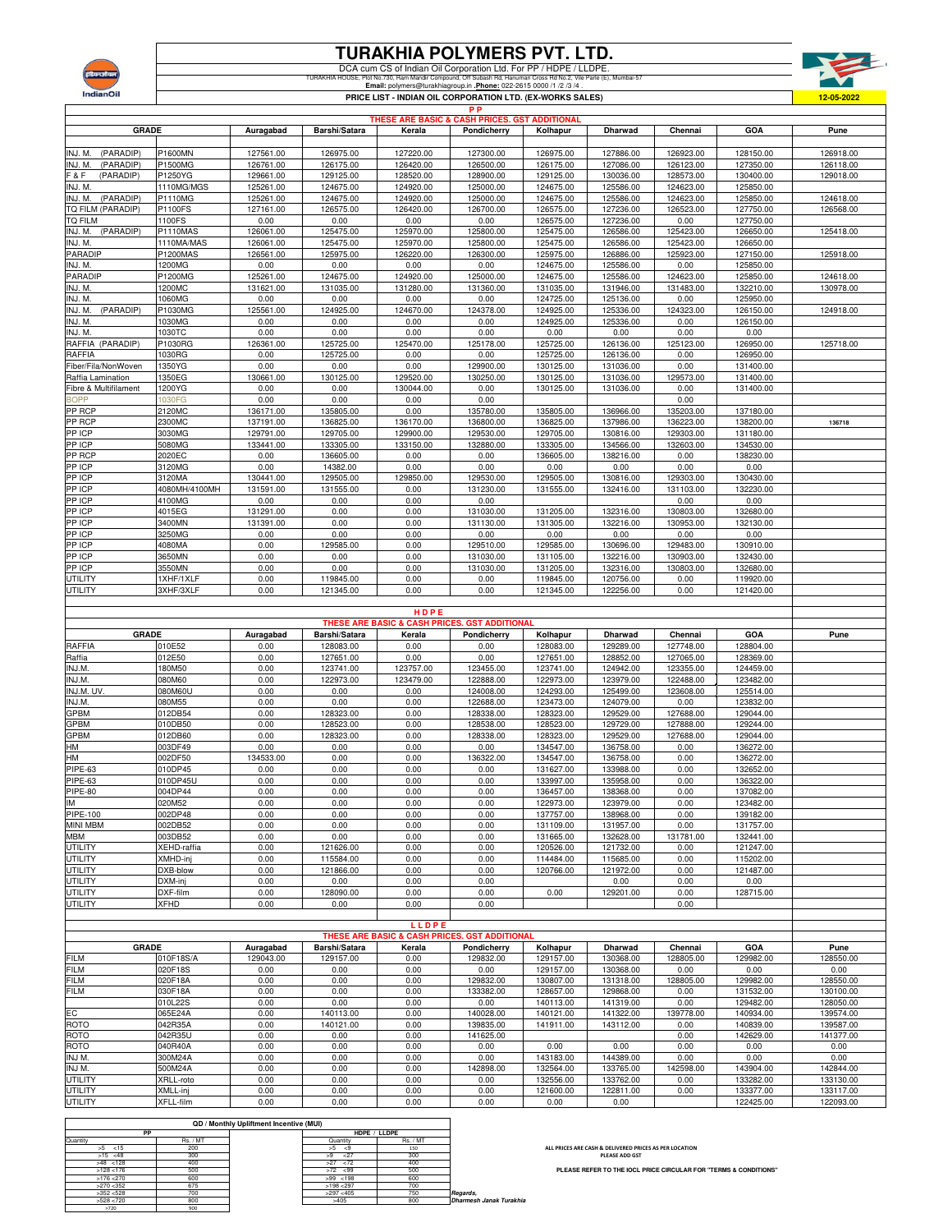# TURAKHIA POLYMERS PVT. LTD.

DCA cum CS of Indian Oil Corporation Ltd. For PP / HDPE / LLDPE.

TURAKHIA HOUSE, Plot No.730, Ram Mandir Compound, Off Subash Rd, Hanuman Cross Rd No.2, Vile Parle (E), Mumbai-57

**Email:** polymers@turakhiagroup.in **.Phone:** 022-2615 0000 /1 /2 /3 /4 .

**PRICE LIST - INDIAN OIL CORPORATION LTD. (EX-WORKS SALES)** **12-05-2022**

## P P

THESE ARE BASIC & CASH PRICES. GST ADDITIONAL

| GRADE | | Auragabad | Barshi/Satara | Kerala | Pondicherry | Kolhapur | Dharwad | Chennai | GOA | Pune |
|---|---|---|---|---|---|---|---|---|---|---|
| INJ. M. (PARADIP) | P1600MN | 127561.00 | 126975.00 | 127220.00 | 127300.00 | 126975.00 | 127886.00 | 126923.00 | 128150.00 | 126918.00 |
| INJ. M. (PARADIP) | P1500MG | 126761.00 | 126175.00 | 126420.00 | 126500.00 | 126175.00 | 127086.00 | 126123.00 | 127350.00 | 126118.00 |
| F & F (PARADIP) | P1250YG | 129661.00 | 129125.00 | 128520.00 | 128900.00 | 129125.00 | 130036.00 | 128573.00 | 130400.00 | 129018.00 |
| INJ. M. | 1110MG/MGS | 125261.00 | 124675.00 | 124920.00 | 125000.00 | 124675.00 | 125586.00 | 124623.00 | 125850.00 | |
| INJ. M. (PARADIP) | P1110MG | 125261.00 | 124675.00 | 124920.00 | 125000.00 | 124675.00 | 125586.00 | 124623.00 | 125850.00 | 124618.00 |
| TQ FILM (PARADIP) | P1100FS | 127161.00 | 126575.00 | 126420.00 | 126700.00 | 126575.00 | 127236.00 | 126523.00 | 127750.00 | 126568.00 |
| TQ FILM | 1100FS | 0.00 | 0.00 | 0.00 | 0.00 | 126575.00 | 127236.00 | 0.00 | 127750.00 | |
| INJ. M. (PARADIP) | P1110MAS | 126061.00 | 125475.00 | 125970.00 | 125800.00 | 125475.00 | 126586.00 | 125423.00 | 126650.00 | 125418.00 |
| INJ. M. | 1110MA/MAS | 126061.00 | 125475.00 | 125970.00 | 125800.00 | 125475.00 | 126586.00 | 125423.00 | 126650.00 | |
| PARADIP | P1200MAS | 126561.00 | 125975.00 | 126220.00 | 126300.00 | 125975.00 | 126886.00 | 125923.00 | 127150.00 | 125918.00 |
| INJ. M. | 1200MG | 0.00 | 0.00 | 0.00 | 0.00 | 124675.00 | 125586.00 | 0.00 | 125850.00 | |
| PARADIP | P1200MG | 125261.00 | 124675.00 | 124920.00 | 125000.00 | 124675.00 | 125586.00 | 124623.00 | 125850.00 | 124618.00 |
| INJ. M. | 1200MC | 131621.00 | 131035.00 | 131280.00 | 131360.00 | 131035.00 | 131946.00 | 131483.00 | 132210.00 | 130978.00 |
| INJ. M. | 1060MG | 0.00 | 0.00 | 0.00 | 0.00 | 124725.00 | 125136.00 | 0.00 | 125950.00 | |
| INJ. M. (PARADIP) | P1030MG | 125561.00 | 124925.00 | 124670.00 | 124378.00 | 124925.00 | 125336.00 | 124323.00 | 126150.00 | 124918.00 |
| INJ. M. | 1030MG | 0.00 | 0.00 | 0.00 | 0.00 | 124925.00 | 125336.00 | 0.00 | 126150.00 | |
| INJ. M. | 1030TC | 0.00 | 0.00 | 0.00 | 0.00 | 0.00 | 0.00 | 0.00 | 0.00 | |
| RAFFIA (PARADIP) | P1030RG | 126361.00 | 125725.00 | 125470.00 | 125178.00 | 125725.00 | 126136.00 | 125123.00 | 126950.00 | 125718.00 |
| RAFFIA | 1030RG | 0.00 | 125725.00 | 0.00 | 0.00 | 125725.00 | 126136.00 | 0.00 | 126950.00 | |
| Fiber/Fila/NonWoven | 1350YG | 0.00 | 0.00 | 0.00 | 129900.00 | 130125.00 | 131036.00 | 0.00 | 131400.00 | |
| Raffia Lamination | 1350EG | 130661.00 | 130125.00 | 129520.00 | 130250.00 | 130125.00 | 131036.00 | 129573.00 | 131400.00 | |
| Fibre & Multifilament | 1200YG | 0.00 | 0.00 | 130044.00 | 0.00 | 130125.00 | 131036.00 | 0.00 | 131400.00 | |
| BOPP | 1030FG | 0.00 | 0.00 | 0.00 | 0.00 | | | 0.00 | | |
| PP RCP | 2120MC | 136171.00 | 135805.00 | 0.00 | 135780.00 | 135805.00 | 136966.00 | 135203.00 | 137180.00 | |
| PP RCP | 2300MC | 137191.00 | 136825.00 | 136170.00 | 136800.00 | 136825.00 | 137986.00 | 136223.00 | 138200.00 | 136718 |
| PP ICP | 3030MG | 129791.00 | 129705.00 | 129900.00 | 129530.00 | 129705.00 | 130816.00 | 129303.00 | 131180.00 | |
| PP ICP | 5080MG | 133441.00 | 133305.00 | 133150.00 | 132880.00 | 133305.00 | 134566.00 | 132603.00 | 134530.00 | |
| PP RCP | 2020EC | 0.00 | 136605.00 | 0.00 | 0.00 | 136605.00 | 138216.00 | 0.00 | 138230.00 | |
| PP ICP | 3120MG | 0.00 | 14382.00 | 0.00 | 0.00 | 0.00 | 0.00 | 0.00 | 0.00 | |
| PP ICP | 3120MA | 130441.00 | 129505.00 | 129850.00 | 129530.00 | 129505.00 | 130816.00 | 129303.00 | 130430.00 | |
| PP ICP | 4080MH/4100MH | 131591.00 | 131555.00 | 0.00 | 131230.00 | 131555.00 | 132416.00 | 131103.00 | 132230.00 | |
| PP ICP | 4100MG | 0.00 | 0.00 | 0.00 | 0.00 | | | 0.00 | 0.00 | |
| PP ICP | 4015EG | 131291.00 | 0.00 | 0.00 | 131030.00 | 131205.00 | 132316.00 | 130803.00 | 132680.00 | |
| PP ICP | 3400MN | 131391.00 | 0.00 | 0.00 | 131130.00 | 131305.00 | 132216.00 | 130953.00 | 132130.00 | |
| PP ICP | 3250MG | 0.00 | 0.00 | 0.00 | 0.00 | 0.00 | 0.00 | 0.00 | 0.00 | |
| PP ICP | 4080MA | 0.00 | 129585.00 | 0.00 | 129510.00 | 129585.00 | 130696.00 | 129483.00 | 130910.00 | |
| PP ICP | 3650MN | 0.00 | 0.00 | 0.00 | 131030.00 | 131105.00 | 132216.00 | 130903.00 | 132430.00 | |
| PP ICP | 3550MN | 0.00 | 0.00 | 0.00 | 131030.00 | 131205.00 | 132316.00 | 130803.00 | 132680.00 | |
| UTILITY | 1XHF/1XLF | 0.00 | 119845.00 | 0.00 | 0.00 | 119845.00 | 120756.00 | 0.00 | 119920.00 | |
| UTILITY | 3XHF/3XLF | 0.00 | 121345.00 | 0.00 | 0.00 | 121345.00 | 122256.00 | 0.00 | 121420.00 | |

## H D P E

THESE ARE BASIC & CASH PRICES. GST ADDITIONAL

| GRADE | | Auragabad | Barshi/Satara | Kerala | Pondicherry | Kolhapur | Dharwad | Chennai | GOA | Pune |
|---|---|---|---|---|---|---|---|---|---|---|
| RAFFIA | 010E52 | 0.00 | 128083.00 | 0.00 | 0.00 | 128083.00 | 129289.00 | 127748.00 | 128804.00 | |
| Raffia | 012E50 | 0.00 | 127651.00 | 0.00 | 0.00 | 127651.00 | 128852.00 | 127065.00 | 128369.00 | |
| INJ.M. | 180M50 | 0.00 | 123741.00 | 123757.00 | 123455.00 | 123741.00 | 124942.00 | 123355.00 | 124459.00 | |
| INJ.M. | 080M60 | 0.00 | 122973.00 | 123479.00 | 122888.00 | 122973.00 | 123979.00 | 122488.00 | 123482.00 | |
| INJ.M. UV. | 080M60U | 0.00 | 0.00 | 0.00 | 124008.00 | 124293.00 | 125499.00 | 123608.00 | 125514.00 | |
| INJ.M. | 080M55 | 0.00 | 0.00 | 0.00 | 122688.00 | 123473.00 | 124079.00 | 0.00 | 123832.00 | |
| GPBM | 012DB54 | 0.00 | 128323.00 | 0.00 | 128338.00 | 128323.00 | 129529.00 | 127688.00 | 129044.00 | |
| GPBM | 010DB50 | 0.00 | 128523.00 | 0.00 | 128538.00 | 128523.00 | 129729.00 | 127888.00 | 129244.00 | |
| GPBM | 012DB60 | 0.00 | 128323.00 | 0.00 | 128338.00 | 128323.00 | 129529.00 | 127688.00 | 129044.00 | |
| HM | 003DF49 | 0.00 | 0.00 | 0.00 | 0.00 | 134547.00 | 136758.00 | 0.00 | 136272.00 | |
| HM | 002DF50 | 134533.00 | 0.00 | 0.00 | 136322.00 | 134547.00 | 136758.00 | 0.00 | 136272.00 | |
| PIPE-63 | 010DP45 | 0.00 | 0.00 | 0.00 | 0.00 | 131627.00 | 133988.00 | 0.00 | 132652.00 | |
| PIPE-63 | 010DP45U | 0.00 | 0.00 | 0.00 | 0.00 | 133997.00 | 135958.00 | 0.00 | 136322.00 | |
| PIPE-80 | 004DP44 | 0.00 | 0.00 | 0.00 | 0.00 | 136457.00 | 138368.00 | 0.00 | 137082.00 | |
| IM | 020M52 | 0.00 | 0.00 | 0.00 | 0.00 | 122973.00 | 123979.00 | 0.00 | 123482.00 | |
| PIPE-100 | 002DP48 | 0.00 | 0.00 | 0.00 | 0.00 | 137757.00 | 138968.00 | 0.00 | 139182.00 | |
| MINI MBM | 002DB52 | 0.00 | 0.00 | 0.00 | 0.00 | 131109.00 | 131957.00 | 0.00 | 131757.00 | |
| MBM | 003DB52 | 0.00 | 0.00 | 0.00 | 0.00 | 131665.00 | 132628.00 | 131781.00 | 132441.00 | |
| UTILITY | XEHD-raffia | 0.00 | 121626.00 | 0.00 | 0.00 | 120526.00 | 121732.00 | 0.00 | 121247.00 | |
| UTILITY | XMHD-inj | 0.00 | 115584.00 | 0.00 | 0.00 | 114484.00 | 115685.00 | 0.00 | 115202.00 | |
| UTILITY | DXB-blow | 0.00 | 121866.00 | 0.00 | 0.00 | 120766.00 | 121972.00 | 0.00 | 121487.00 | |
| UTILITY | DXM-inj | 0.00 | 0.00 | 0.00 | 0.00 | | 0.00 | 0.00 | 0.00 | |
| UTILITY | DXF-film | 0.00 | 128090.00 | 0.00 | 0.00 | 0.00 | 129201.00 | 0.00 | 128715.00 | |
| UTILITY | XFHD | 0.00 | 0.00 | 0.00 | 0.00 | | | 0.00 | | |

## L L D P E

THESE ARE BASIC & CASH PRICES. GST ADDITIONAL

| GRADE | | Auragabad | Barshi/Satara | Kerala | Pondicherry | Kolhapur | Dharwad | Chennai | GOA | Pune |
|---|---|---|---|---|---|---|---|---|---|---|
| FILM | 010F18S/A | 129043.00 | 129157.00 | 0.00 | 129832.00 | 129157.00 | 130368.00 | 128805.00 | 129982.00 | 128550.00 |
| FILM | 020F18S | 0.00 | 0.00 | 0.00 | 0.00 | 129157.00 | 130368.00 | 0.00 | 0.00 | 0.00 |
| FILM | 020F18A | 0.00 | 0.00 | 0.00 | 129832.00 | 130807.00 | 131318.00 | 128805.00 | 129982.00 | 128550.00 |
| FILM | 030F18A | 0.00 | 0.00 | 0.00 | 133382.00 | 128657.00 | 129868.00 | 0.00 | 131532.00 | 130100.00 |
| | 010L22S | 0.00 | 0.00 | 0.00 | 0.00 | 140113.00 | 141319.00 | 0.00 | 129482.00 | 128050.00 |
| EC | 065E24A | 0.00 | 140113.00 | 0.00 | 140028.00 | 140121.00 | 141322.00 | 139778.00 | 140934.00 | 139574.00 |
| ROTO | 042R35A | 0.00 | 140121.00 | 0.00 | 139835.00 | 141911.00 | 143112.00 | 0.00 | 140839.00 | 139587.00 |
| ROTO | 042R35U | 0.00 | 0.00 | 0.00 | 141625.00 | | | 0.00 | 142629.00 | 141377.00 |
| ROTO | 040R40A | 0.00 | 0.00 | 0.00 | 0.00 | 0.00 | 0.00 | 0.00 | 0.00 | 0.00 |
| INJ M. | 300M24A | 0.00 | 0.00 | 0.00 | 0.00 | 143183.00 | 144389.00 | 0.00 | 0.00 | 0.00 |
| INJ M. | 500M24A | 0.00 | 0.00 | 0.00 | 142898.00 | 132564.00 | 133765.00 | 142598.00 | 143904.00 | 142844.00 |
| UTILITY | XRLL-roto | 0.00 | 0.00 | 0.00 | 0.00 | 132556.00 | 133762.00 | 0.00 | 133282.00 | 133130.00 |
| UTILITY | XMLL-inj | 0.00 | 0.00 | 0.00 | 0.00 | 121600.00 | 122811.00 | 0.00 | 133377.00 | 133117.00 |
| UTILITY | XFLL-film | 0.00 | 0.00 | 0.00 | 0.00 | 0.00 | 0.00 | | 122425.00 | 122093.00 |

**QD / Monthly Upliftment Incentive (MUI)**

| PP | | | HDPE / LLDPE | |
|---|---|---|---|---|
| Quantity | Rs. / MT | | Quantity | Rs. / MT |
| >5 <15 | 200 | | >5 <9 | 150 |
| >15 <48 | 300 | | >9 <27 | 300 |
| >48 <128 | 400 | | >27 <72 | 400 |
| >128 <176 | 500 | | >72 <99 | 500 |
| >176 <270 | 600 | | >99 <198 | 600 |
| >270 <352 | 675 | | >198 <297 | 700 |
| >352 <528 | 700 | | >297 <405 | 750 |
| >528 <720 | 800 | | >405 | 800 |
| >720 | 900 | | | |

ALL PRICES ARE CASH & DELIVERED PRICES AS PER LOCATION
PLEASE ADD GST

PLEASE REFER TO THE IOCL PRICE CIRCULAR FOR "TERMS & CONDITIONS"

*Regards,*
*Dharmesh Janak Turakhia*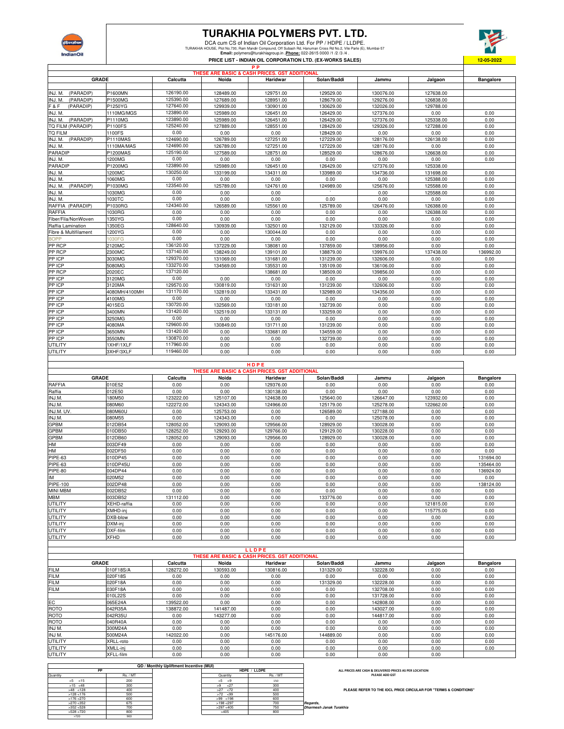# TURAKHIA POLYMERS PVT. LTD.

DCA cum CS of Indian Oil Corporation Ltd. For PP / HDPE / LLDPE.

TURAKHIA HOUSE, Plot No.730, Ram Mandir Compound, Off Subash Rd, Hanuman Cross Rd No.2, Vile Parle (E), Mumbai-57

**Email:** polymers@turakhiagroup.in **Phone:** 022-2615 0000 /1 /2 /3 /4 .

**PRICE LIST - INDIAN OIL CORPORATION LTD. (EX-WORKS SALES)**

**12-05-2022**

## P P

**THESE ARE BASIC & CASH PRICES. GST ADDITIONAL**

| GRADE | | Calcutta | Noida | Haridwar | Solan/Baddi | Jammu | Jalgaon | Bangalore |
|---|---|---|---|---|---|---|---|---|
| INJ. M. (PARADIP) | P1600MN | 126190.00 | 128489.00 | 129751.00 | 129529.00 | 130076.00 | 127638.00 | |
| INJ. M. (PARADIP) | P1500MG | 125390.00 | 127689.00 | 128951.00 | 128679.00 | 129276.00 | 126838.00 | |
| F & F (PARADIP) | P1250YG | 127640.00 | 129939.00 | 130901.00 | 130629.00 | 132026.00 | 129788.00 | |
| INJ. M. | 1110MG/MGS | 123890.00 | 125989.00 | 126451.00 | 126429.00 | 127376.00 | 0.00 | 0.00 |
| INJ. M. (PARADIP) | P1110MG | 123890.00 | 125989.00 | 126451.00 | 126429.00 | 127376.00 | 125338.00 | 0.00 |
| TQ FILM (PARADIP) | P1100FS | 125240.00 | 127889.00 | 128551.00 | 128429.00 | 129326.00 | 127288.00 | 0.00 |
| TQ FILM | 1100FS | 0.00 | 0.00 | 0.00 | 128429.00 | 0.00 | 0.00 | 0.00 |
| INJ. M. (PARADIP) | P1110MAS | 124690.00 | 126789.00 | 127251.00 | 127229.00 | 128176.00 | 126138.00 | 0.00 |
| INJ. M. | 1110MA/MAS | 124690.00 | 126789.00 | 127251.00 | 127229.00 | 128176.00 | 0.00 | 0.00 |
| PARADIP | P1200MAS | 125190.00 | 127589.00 | 128751.00 | 128529.00 | 128676.00 | 126638.00 | 0.00 |
| INJ. M. | 1200MG | 0.00 | 0.00 | 0.00 | 0.00 | 0.00 | 0.00 | 0.00 |
| PARADIP | P1200MG | 123890.00 | 125989.00 | 126451.00 | 126429.00 | 127376.00 | 125338.00 | |
| INJ. M. | 1200MC | 130250.00 | 133199.00 | 134311.00 | 133989.00 | 134736.00 | 131698.00 | 0.00 |
| INJ. M. | 1060MG | 0.00 | 0.00 | 0.00 | 0.00 | 0.00 | 125388.00 | 0.00 |
| INJ. M. (PARADIP) | P1030MG | 123540.00 | 125789.00 | 124761.00 | 124989.00 | 125676.00 | 125588.00 | 0.00 |
| INJ. M. | 1030MG | 0.00 | 0.00 | 0.00 | ` | 0.00 | 125588.00 | 0.00 |
| INJ. M. | 1030TC | 0.00 | 0.00 | 0.00 | 0.00 | 0.00 | 0.00 | 0.00 |
| RAFFIA (PARADIP) | P1030RG | 124340.00 | 126589.00 | 125561.00 | 125789.00 | 126476.00 | 126388.00 | 0.00 |
| RAFFIA | 1030RG | 0.00 | 0.00 | 0.00 | 0.00 | 0.00 | 126388.00 | 0.00 |
| Fiber/Fila/NonWoven | 1350YG | 0.00 | 0.00 | 0.00 | 0.00 | 0.00 | 0.00 | 0.00 |
| Raffia Lamination | 1350EG | 128640.00 | 130939.00 | 132501.00 | 132129.00 | 133326.00 | 0.00 | 0.00 |
| Fibre & Multifilament | 1200YG | 0.00 | 0.00 | 130044.00 | 0.00 | 0.00 | 0.00 | 0.00 |
| BOPP | 1030FG | 0.00 | 0.00 | 0.00 | 0.00 | 0.00 | 0.00 | 0.00 |
| PP RCP | 2120MC | 136120.00 | 137229.00 | 138081.00 | 137859.00 | 138956.00 | 0.00 | 0.00 |
| PP RCP | 2300MC | 137140.00 | 138249.00 | 139101.00 | 138879.00 | 139976.00 | 137438.00 | 136992.00 |
| PP ICP | 3030MG | 129370.00 | 131069.00 | 131681.00 | 131239.00 | 132606.00 | 0.00 | 0.00 |
| PP ICP | 5080MG | 133270.00 | 134569.00 | 135531.00 | 135109.00 | 136106.00 | 0.00 | 0.00 |
| PP RCP | 2020EC | 137120.00 | | 138681.00 | 138509.00 | 139856.00 | 0.00 | 0.00 |
| PP ICP | 3120MG | 0.00 | 0.00 | 0.00 | 0.00 | 0.00 | 0.00 | 0.00 |
| PP ICP | 3120MA | 129570.00 | 130819.00 | 131631.00 | 131239.00 | 132606.00 | 0.00 | 0.00 |
| PP ICP | 4080MH/4100MH | 131170.00 | 132819.00 | 133431.00 | 132989.00 | 134356.00 | 0.00 | 0.00 |
| PP ICP | 4100MG | 0.00 | 0.00 | 0.00 | 0.00 | 0.00 | 0.00 | 0.00 |
| PP ICP | 4015EG | 130720.00 | 132569.00 | 133181.00 | 132739.00 | 0.00 | 0.00 | 0.00 |
| PP ICP | 3400MN | 131420.00 | 132519.00 | 133131.00 | 133259.00 | 0.00 | 0.00 | 0.00 |
| PP ICP | 3250MG | 0.00 | 0.00 | 0.00 | 0.00 | 0.00 | 0.00 | 0.00 |
| PP ICP | 4080MA | 129600.00 | 130849.00 | 131711.00 | 131239.00 | 0.00 | 0.00 | 0.00 |
| PP ICP | 3650MN | 131420.00 | 0.00 | 133681.00 | 134559.00 | 0.00 | 0.00 | 0.00 |
| PP ICP | 3550MN | 130870.00 | 0.00 | 0.00 | 132739.00 | 0.00 | 0.00 | 0.00 |
| UTILITY | 1XHF/1XLF | 117960.00 | 0.00 | 0.00 | 0.00 | 0.00 | 0.00 | 0.00 |
| UTILITY | 3XHF/3XLF | 119460.00 | 0.00 | 0.00 | 0.00 | 0.00 | 0.00 | 0.00 |

## H D P E

**THESE ARE BASIC & CASH PRICES. GST ADDITIONAL**

| GRADE | | Calcutta | Noida | Haridwar | Solan/Baddi | Jammu | Jalgaon | Bangalore |
|---|---|---|---|---|---|---|---|---|
| RAFFIA | 010E52 | 0.00 | 0.00 | 129376.00 | 0.00 | 0.00 | 0.00 | 0.00 |
| Raffia | 012E50 | 0.00 | 0.00 | 130138.00 | 0.00 | 0.00 | 0.00 | 0.00 |
| INJ.M. | 180M50 | 123222.00 | 125107.00 | 124638.00 | 125640.00 | 126647.00 | 123932.00 | 0.00 |
| INJ.M. | 080M60 | 122272.00 | 124343.00 | 124966.00 | 125179.00 | 125278.00 | 122662.00 | 0.00 |
| INJ.M. UV. | 080M60U | 0.00 | 125753.00 | 0.00 | 126589.00 | 127188.00 | 0.00 | 0.00 |
| INJ.M. | 080M55 | 0.00 | 124343.00 | 0.00 | 0.00 | 125078.00 | 0.00 | 0.00 |
| GPBM | 012DB54 | 128052.00 | 129093.00 | 129566.00 | 128929.00 | 130028.00 | 0.00 | 0.00 |
| GPBM | 010DB50 | 128252.00 | 129293.00 | 129766.00 | 129129.00 | 130228.00 | 0.00 | 0.00 |
| GPBM | 012DB60 | 128052.00 | 129093.00 | 129566.00 | 128929.00 | 130028.00 | 0.00 | 0.00 |
| HM | 003DF49 | 0.00 | 0.00 | 0.00 | 0.00 | 0.00 | 0.00 | 0.00 |
| HM | 002DF50 | 0.00 | 0.00 | 0.00 | 0.00 | 0.00 | 0.00 | 0.00 |
| PIPE-63 | 010DP45 | 0.00 | 0.00 | 0.00 | 0.00 | 0.00 | 0.00 | 131694.00 |
| PIPE-63 | 010DP45U | 0.00 | 0.00 | 0.00 | 0.00 | 0.00 | 0.00 | 135464.00 |
| PIPE-80 | 004DP44 | 0.00 | 0.00 | 0.00 | 0.00 | 0.00 | 0.00 | 136924.00 |
| IM | 020M52 | 0.00 | 0.00 | 0.00 | 0.00 | 0.00 | 0.00 | 0.00 |
| PIPE-100 | 002DP48 | 0.00 | 0.00 | 0.00 | 0.00 | 0.00 | 0.00 | 138124.00 |
| MINI MBM | 002DB52 | 0.00 | 0.00 | 0.00 | 0.00 | 0.00 | 0.00 | 0.00 |
| MBM | 003DB52 | 131112.00 | 0.00 | 0.00 | 133776.00 | 0.00 | 0.00 | 0.00 |
| UTILITY | XEHD-raffia | 0.00 | 0.00 | 0.00 | 0.00 | 0.00 | 121815.00 | 0.00 |
| UTILITY | XMHD-inj | 0.00 | 0.00 | 0.00 | 0.00 | 0.00 | 115775.00 | 0.00 |
| UTILITY | DXB-blow | 0.00 | 0.00 | 0.00 | 0.00 | 0.00 | 0.00 | 0.00 |
| UTILITY | DXM-inj | 0.00 | 0.00 | 0.00 | 0.00 | 0.00 | 0.00 | 0.00 |
| UTILITY | DXF-film | 0.00 | 0.00 | 0.00 | 0.00 | 0.00 | 0.00 | 0.00 |
| UTILITY | XFHD | 0.00 | 0.00 | 0.00 | 0.00 | 0.00 | 0.00 | 0.00 |

## L L D P E

**THESE ARE BASIC & CASH PRICES. GST ADDITIONAL**

| GRADE | | Calcutta | Noida | Haridwar | Solan/Baddi | Jammu | Jalgaon | Bangalore |
|---|---|---|---|---|---|---|---|---|
| FILM | 010F18S/A | 128272.00 | 130593.00 | 130816.00 | 131329.00 | 132228.00 | 0.00 | 0.00 |
| FILM | 020F18S | 0.00 | 0.00 | 0.00 | 0.00 | 0.00 | 0.00 | 0.00 |
| FILM | 020F18A | 0.00 | 0.00 | 0.00 | 131329.00 | 132228.00 | 0.00 | 0.00 |
| FILM | 030F18A | 0.00 | 0.00 | 0.00 | 0.00 | 132708.00 | 0.00 | 0.00 |
| | 010L22S | 0.00 | 0.00 | 0.00 | 0.00 | 131728.00 | 0.00 | 0.00 |
| EC | 065E24A | 139522.00 | 0.00 | 0.00 | 0.00 | 142808.00 | 0.00 | 0.00 |
| ROTO | 042R35A | 138872.00 | 141487.00 | 0.00 | 0.00 | 143027.00 | 0.00 | 0.00 |
| ROTO | 042R35U | 0.00 | 143277.00 | 0.00 | 0.00 | 144817.00 | 0.00 | 0.00 |
| ROTO | 040R40A | 0.00 | 0.00 | 0.00 | 0.00 | 0.00 | 0.00 | 0.00 |
| INJ M. | 300M24A | 0.00 | 0.00 | 0.00 | 0.00 | 0.00 | 0.00 | 0.00 |
| INJ M. | 500M24A | 142022.00 | 0.00 | 145176.00 | 144889.00 | 0.00 | 0.00 | 0.00 |
| UTILITY | XRLL-roto | 0.00 | 0.00 | 0.00 | 0.00 | 0.00 | 0.00 | 0.00 |
| UTILITY | XMLL-inj | 0.00 | 0.00 | 0.00 | 0.00 | 0.00 | 0.00 | 0.00 |
| UTILITY | XFLL-film | 0.00 | 0.00 | 0.00 | 0.00 | 0.00 | 0.00 | |

**QD / Monthly Upliftment Incentive (MUI)**

| PP | | HDPE / LLDPE | |
|---|---|---|---|
| Quantity | Rs. / MT | Quantity | Rs. / MT |
| >5 <15 | 200 | >5 <9 | 150 |
| >15 <48 | 300 | >9 <27 | 300 |
| >48 <128 | 400 | >27 <72 | 400 |
| >128 <176 | 500 | >72 <99 | 500 |
| >176 <270 | 600 | >99 <198 | 600 |
| >270 <352 | 675 | >198 <297 | 700 |
| >352 <528 | 700 | >297 <405 | 750 |
| >528 <720 | 800 | >405 | 800 |
| >720 | 900 | | |

ALL PRICES ARE CASH & DELIVERED PRICES AS PER LOCATION
PLEASE ADD GST

PLEASE REFER TO THE IOCL PRICE CIRCULAR FOR "TERMS & CONDITIONS"

*Regards,*
*Dharmesh Janak Turakhia*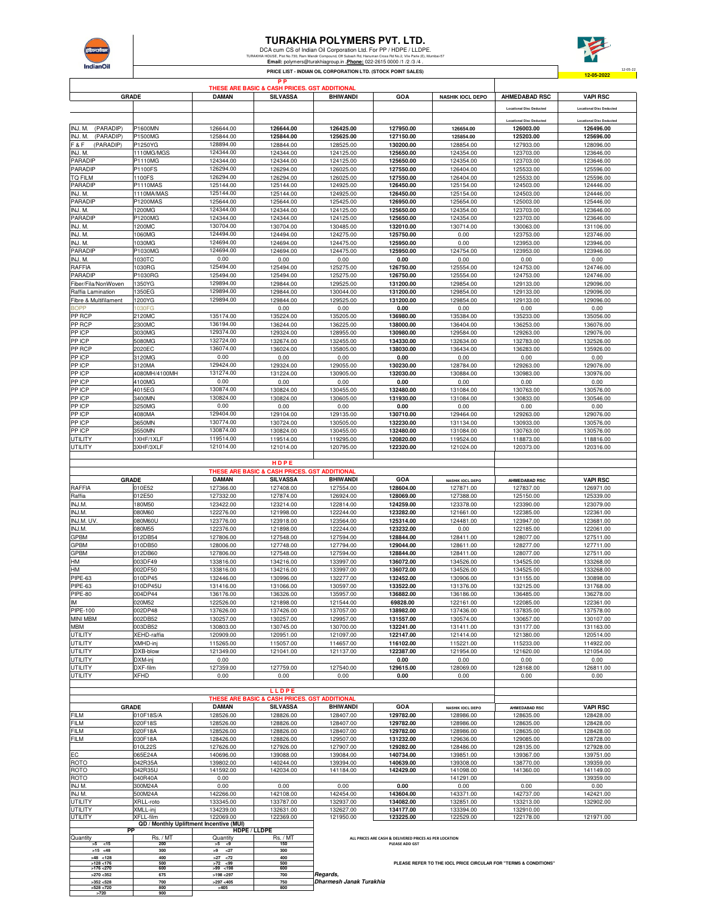# TURAKHIA POLYMERS PVT. LTD.

DCA cum CS of Indian Oil Corporation Ltd. For PP / HDPE / LLDPE.

TURAKHIA HOUSE, Plot No.730, Ram Mandir Compound, Off Subash Rd, Hanuman Cross Rd No.2, Vile Parle (E), Mumbai-57

**Email:** polymers@turakhiagroup.in **Phone:** 022-2615 0000 /1 /2 /3 /4 .

**PRICE LIST - INDIAN OIL CORPORATION LTD. (STOCK POINT SALES)**

12-05-2022

## P P

THESE ARE BASIC & CASH PRICES. GST ADDITIONAL

| GRADE | | DAMAN | SILVASSA | BHIWANDI | GOA | NASHIK IOCL DEPO | AHMEDABAD RSC | VAPI RSC |
|---|---|---|---|---|---|---|---|---|
| | | | | | | | Locational Disc Deducted | Locational Disc Deducted |
| | | | | | | | Locational Disc Deducted | Locational Disc Deducted |
| INJ. M. (PARADIP) | P1600MN | 126644.00 | 126644.00 | 126425.00 | 127950.00 | 126654.00 | 126003.00 | 126496.00 |
| INJ. M. (PARADIP) | P1500MG | 125844.00 | 125844.00 | 125625.00 | 127150.00 | 125854.00 | 125203.00 | 125696.00 |
| F & F (PARADIP) | P1250YG | 128894.00 | 128844.00 | 128525.00 | 130200.00 | 128854.00 | 127933.00 | 128096.00 |
| INJ. M. | 1110MG/MGS | 124344.00 | 124344.00 | 124125.00 | 125650.00 | 124354.00 | 123703.00 | 123646.00 |
| PARADIP | P1110MG | 124344.00 | 124344.00 | 124125.00 | 125650.00 | 124354.00 | 123703.00 | 123646.00 |
| PARADIP | P1100FS | 126294.00 | 126294.00 | 126025.00 | 127550.00 | 126404.00 | 125533.00 | 125596.00 |
| TQ FILM | 1100FS | 126294.00 | 126294.00 | 126025.00 | 127550.00 | 126404.00 | 125533.00 | 125596.00 |
| PARADIP | P1110MAS | 125144.00 | 125144.00 | 124925.00 | 126450.00 | 125154.00 | 124503.00 | 124446.00 |
| INJ. M. | 1110MA/MAS | 125144.00 | 125144.00 | 124925.00 | 126450.00 | 125154.00 | 124503.00 | 124446.00 |
| PARADIP | P1200MAS | 125644.00 | 125644.00 | 125425.00 | 126950.00 | 125654.00 | 125003.00 | 125446.00 |
| INJ. M. | 1200MG | 124344.00 | 124344.00 | 124125.00 | 125650.00 | 124354.00 | 123703.00 | 123646.00 |
| PARADIP | P1200MG | 124344.00 | 124344.00 | 124125.00 | 125650.00 | 124354.00 | 123703.00 | 123646.00 |
| INJ. M. | 1200MC | 130704.00 | 130704.00 | 130485.00 | 132010.00 | 130714.00 | 130063.00 | 131106.00 |
| INJ. M. | 1060MG | 124494.00 | 124494.00 | 124275.00 | 125750.00 | 0.00 | 123753.00 | 123746.00 |
| INJ. M. | 1030MG | 124694.00 | 124694.00 | 124475.00 | 125950.00 | 0.00 | 123953.00 | 123946.00 |
| PARADIP | P1030MG | 124694.00 | 124694.00 | 124475.00 | 125950.00 | 124754.00 | 123953.00 | 123946.00 |
| INJ. M. | 1030TC | 0.00 | 0.00 | 0.00 | 0.00 | 0.00 | 0.00 | 0.00 |
| RAFFIA | 1030RG | 125494.00 | 125494.00 | 125275.00 | 126750.00 | 125554.00 | 124753.00 | 124746.00 |
| PARADIP | P1030RG | 125494.00 | 125494.00 | 125275.00 | 126750.00 | 125554.00 | 124753.00 | 124746.00 |
| Fiber/Fila/NonWoven | 1350YG | 129894.00 | 129844.00 | 129525.00 | 131200.00 | 129854.00 | 129133.00 | 129096.00 |
| Raffia Lamination | 1350EG | 129894.00 | 129844.00 | 130044.00 | 131200.00 | 129854.00 | 129133.00 | 129096.00 |
| Fibre & Multifilament | 1200YG | 129894.00 | 129844.00 | 129525.00 | 131200.00 | 129854.00 | 129133.00 | 129096.00 |
| BOPP | 1030FG | | 0.00 | 0.00 | 0.00 | 0.00 | 0.00 | 0.00 |
| PP RCP | 2120MC | 135174.00 | 135224.00 | 135205.00 | 136980.00 | 135384.00 | 135233.00 | 135056.00 |
| PP RCP | 2300MC | 136194.00 | 136244.00 | 136225.00 | 138000.00 | 136404.00 | 136253.00 | 136076.00 |
| PP ICP | 3030MG | 129374.00 | 129324.00 | 128955.00 | 130980.00 | 129584.00 | 129263.00 | 129076.00 |
| PP ICP | 5080MG | 132724.00 | 132674.00 | 132455.00 | 134330.00 | 132634.00 | 132783.00 | 132526.00 |
| PP RCP | 2020EC | 136074.00 | 136024.00 | 135805.00 | 138030.00 | 136434.00 | 136283.00 | 135926.00 |
| PP ICP | 3120MG | 0.00 | 0.00 | 0.00 | 0.00 | 0.00 | 0.00 | 0.00 |
| PP ICP | 3120MA | 129424.00 | 129324.00 | 129055.00 | 130230.00 | 128784.00 | 129263.00 | 129076.00 |
| PP ICP | 4080MH/4100MH | 131274.00 | 131224.00 | 130905.00 | 132030.00 | 130884.00 | 130983.00 | 130976.00 |
| PP ICP | 4100MG | 0.00 | 0.00 | 0.00 | 0.00 | 0.00 | 0.00 | 0.00 |
| PP ICP | 4015EG | 130874.00 | 130824.00 | 130455.00 | 132480.00 | 131084.00 | 130763.00 | 130576.00 |
| PP ICP | 3400MN | 130824.00 | 130824.00 | 130605.00 | 131930.00 | 131084.00 | 130833.00 | 130546.00 |
| PP ICP | 3250MG | 0.00 | 0.00 | 0.00 | 0.00 | 0.00 | 0.00 | 0.00 |
| PP ICP | 4080MA | 129404.00 | 129104.00 | 129135.00 | 130710.00 | 129464.00 | 129263.00 | 129076.00 |
| PP ICP | 3650MN | 130774.00 | 130724.00 | 130505.00 | 132230.00 | 131134.00 | 130933.00 | 130576.00 |
| PP ICP | 3550MN | 130874.00 | 130824.00 | 130455.00 | 132480.00 | 131084.00 | 130763.00 | 130576.00 |
| UTILITY | 1XHF/1XLF | 119514.00 | 119514.00 | 119295.00 | 120820.00 | 119524.00 | 118873.00 | 118816.00 |
| UTILITY | 3XHF/3XLF | 121014.00 | 121014.00 | 120795.00 | 122320.00 | 121024.00 | 120373.00 | 120316.00 |

## H D P E

THESE ARE BASIC & CASH PRICES. GST ADDITIONAL

| GRADE | | DAMAN | SILVASSA | BHIWANDI | GOA | NASHIK IOCL DEPO | AHMEDABAD RSC | VAPI RSC |
|---|---|---|---|---|---|---|---|---|
| RAFFIA | 010E52 | 127366.00 | 127408.00 | 127554.00 | 128604.00 | 127871.00 | 127837.00 | 126971.00 |
| Raffia | 012E50 | 127332.00 | 127874.00 | 126924.00 | 128069.00 | 127388.00 | 125150.00 | 125339.00 |
| INJ.M. | 180M50 | 123422.00 | 123214.00 | 122814.00 | 124259.00 | 123378.00 | 123390.00 | 123079.00 |
| INJ.M. | 080M60 | 122276.00 | 121998.00 | 122244.00 | 123282.00 | 121661.00 | 122385.00 | 122361.00 |
| INJ.M. UV. | 080M60U | 123776.00 | 123918.00 | 123564.00 | 125314.00 | 124481.00 | 123947.00 | 123681.00 |
| INJ.M. | 080M55 | 122376.00 | 121898.00 | 122244.00 | 123232.00 | 0.00 | 122185.00 | 122061.00 |
| GPBM | 012DB54 | 127806.00 | 127548.00 | 127594.00 | 128844.00 | 128411.00 | 128077.00 | 127511.00 |
| GPBM | 010DB50 | 128006.00 | 127748.00 | 127794.00 | 129044.00 | 128611.00 | 128277.00 | 127711.00 |
| GPBM | 012DB60 | 127806.00 | 127548.00 | 127594.00 | 128844.00 | 128411.00 | 128077.00 | 127511.00 |
| HM | 003DF49 | 133816.00 | 134216.00 | 133997.00 | 136072.00 | 134526.00 | 134525.00 | 133268.00 |
| HM | 002DF50 | 133816.00 | 134216.00 | 133997.00 | 136072.00 | 134526.00 | 134525.00 | 133268.00 |
| PIPE-63 | 010DP45 | 132446.00 | 130996.00 | 132277.00 | 132452.00 | 130906.00 | 131155.00 | 130898.00 |
| PIPE-63 | 010DP45U | 131416.00 | 131066.00 | 130597.00 | 133522.00 | 131376.00 | 132125.00 | 131768.00 |
| PIPE-80 | 004DP44 | 136176.00 | 136326.00 | 135957.00 | 136882.00 | 136186.00 | 136485.00 | 136278.00 |
| IM | 020M52 | 122526.00 | 121898.00 | 121544.00 | 69828.00 | 122161.00 | 122085.00 | 122361.00 |
| PIPE-100 | 002DP48 | 137626.00 | 137426.00 | 137057.00 | 138982.00 | 137436.00 | 137835.00 | 137578.00 |
| MINI MBM | 002DB52 | 130257.00 | 130257.00 | 129957.00 | 131557.00 | 130574.00 | 130657.00 | 130107.00 |
| MBM | 003DB52 | 130803.00 | 130745.00 | 130700.00 | 132241.00 | 131411.00 | 131177.00 | 131163.00 |
| UTILITY | XEHD-raffia | 120909.00 | 120951.00 | 121097.00 | 122147.00 | 121414.00 | 121380.00 | 120514.00 |
| UTILITY | XMHD-inj | 115265.00 | 115057.00 | 114657.00 | 116102.00 | 115221.00 | 115233.00 | 114922.00 |
| UTILITY | DXB-blow | 121349.00 | 121041.00 | 121137.00 | 122387.00 | 121954.00 | 121620.00 | 121054.00 |
| UTILITY | DXM-inj | 0.00 | | | 0.00 | 0.00 | 0.00 | 0.00 |
| UTILITY | DXF-film | 127359.00 | 127759.00 | 127540.00 | 129615.00 | 128069.00 | 128168.00 | 126811.00 |
| UTILITY | XFHD | 0.00 | 0.00 | 0.00 | 0.00 | 0.00 | 0.00 | 0.00 |

## L L D P E

THESE ARE BASIC & CASH PRICES. GST ADDITIONAL

| GRADE | | DAMAN | SILVASSA | BHIWANDI | GOA | NASHIK IOCL DEPO | AHMEDABAD RSC | VAPI RSC |
|---|---|---|---|---|---|---|---|---|
| FILM | 010F18S/A | 128526.00 | 128826.00 | 128407.00 | 129782.00 | 128986.00 | 128635.00 | 128428.00 |
| FILM | 020F18S | 128526.00 | 128826.00 | 128407.00 | 129782.00 | 128986.00 | 128635.00 | 128428.00 |
| FILM | 020F18A | 128526.00 | 128826.00 | 128407.00 | 129782.00 | 128986.00 | 128635.00 | 128428.00 |
| FILM | 030F18A | 128426.00 | 128826.00 | 129507.00 | 131232.00 | 129636.00 | 129085.00 | 128728.00 |
| | 010L22S | 127626.00 | 127926.00 | 127907.00 | 129282.00 | 128486.00 | 128135.00 | 127928.00 |
| EC | 065E24A | 140696.00 | 139088.00 | 139084.00 | 140734.00 | 139851.00 | 139367.00 | 139751.00 |
| ROTO | 042R35A | 139802.00 | 140244.00 | 139394.00 | 140639.00 | 139308.00 | 138770.00 | 139359.00 |
| ROTO | 042R35U | 141592.00 | 142034.00 | 141184.00 | 142429.00 | 141098.00 | 141360.00 | 141149.00 |
| ROTO | 040R40A | 0.00 | | | | 141291.00 | | 139359.00 |
| INJ M. | 300M24A | 0.00 | 0.00 | 0.00 | 0.00 | 0.00 | 0.00 | 0.00 |
| INJ M. | 500M24A | 142266.00 | 142108.00 | 142454.00 | 143604.00 | 143371.00 | 142737.00 | 142421.00 |
| UTILITY | XRLL-roto | 133345.00 | 133787.00 | 132937.00 | 134082.00 | 132851.00 | 133213.00 | 132902.00 |
| UTILITY | XMLL-inj | 134239.00 | 132631.00 | 132627.00 | 134177.00 | 133394.00 | 132910.00 | |
| UTILITY | XFLL-film | 122069.00 | 122369.00 | 121950.00 | 123225.00 | 122529.00 | 122178.00 | 121971.00 |

**QD / Monthly Upliftment Incentive (MUI)**

| PP | | HDPE / LLDPE | |
|---|---|---|---|
| Quantity | Rs. / MT | Quantity | Rs. / MT |
| >5 <15 | 200 | >5 <9 | 150 |
| >15 <48 | 300 | >9 <27 | 300 |
| >48 <128 | 400 | >27 <72 | 400 |
| >128 <176 | 500 | >72 <99 | 500 |
| >176 <270 | 600 | >99 <198 | 600 |
| >270 <352 | 675 | >198 <297 | 700 |
| >352 <528 | 700 | >297 <405 | 750 |
| >528 <720 | 800 | >405 | 800 |
| >720 | 900 | | |

ALL PRICES ARE CASH & DELIVERED PRICES AS PER LOCATION
PLEASE ADD GST

PLEASE REFER TO THE IOCL PRICE CIRCULAR FOR "TERMS & CONDITIONS"

*Regards,*
*Dharmesh Janak Turakhia*